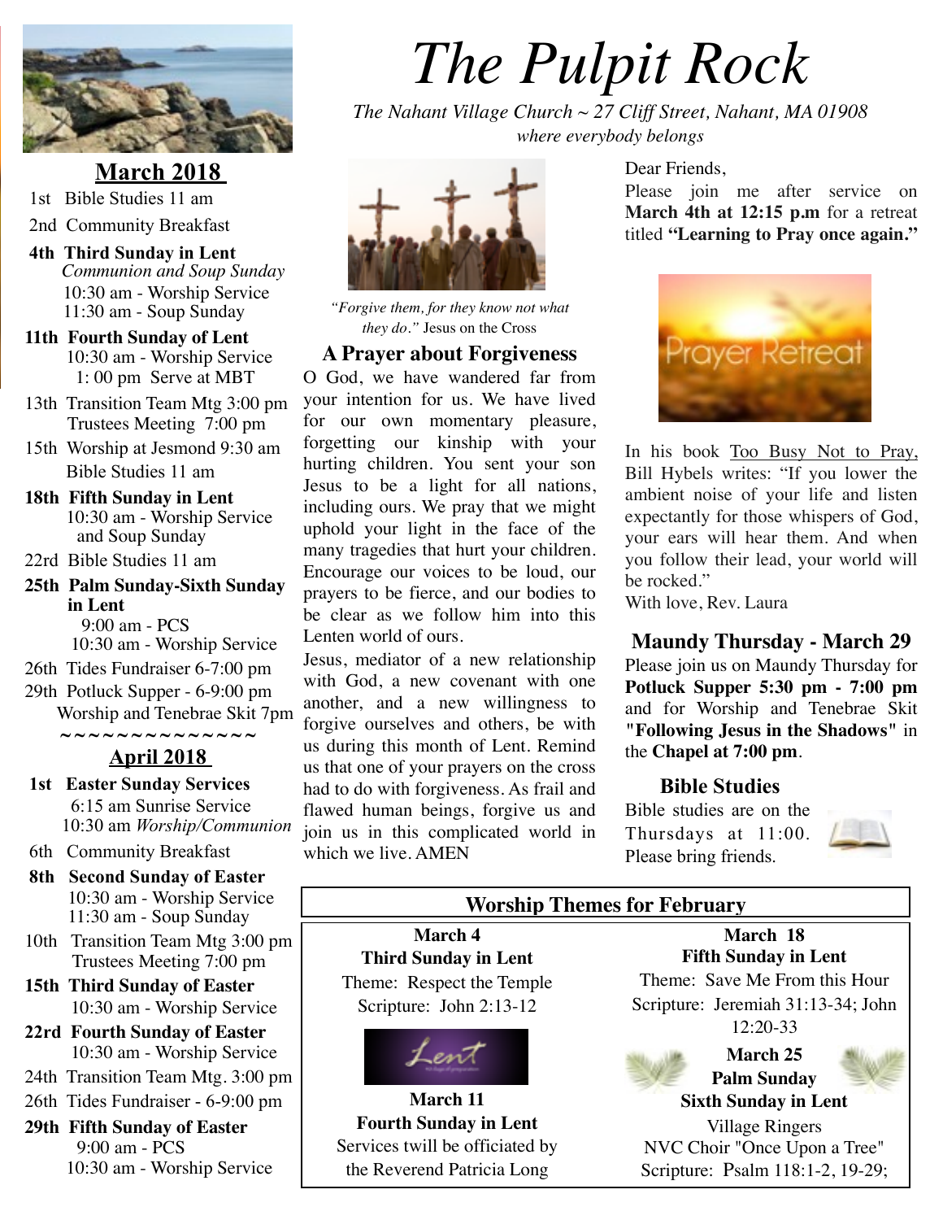# The Pulpit Rock

*The Nahant Village Church ~ 27 Cliff Street, Nahant, MA 01908*
*where everybody belongs*

## March 2018

1st Bible Studies 11 am

2nd Community Breakfast

**4th Third Sunday in Lent**
*Communion and Soup Sunday*
10:30 am - Worship Service
11:30 am - Soup Sunday

**11th Fourth Sunday of Lent**
10:30 am - Worship Service
1: 00 pm Serve at MBT

13th Transition Team Mtg 3:00 pm
Trustees Meeting 7:00 pm

15th Worship at Jesmond 9:30 am
Bible Studies 11 am

**18th Fifth Sunday in Lent**
10:30 am - Worship Service
and Soup Sunday

22rd Bible Studies 11 am

**25th Palm Sunday-Sixth Sunday in Lent**
9:00 am - PCS
10:30 am - Worship Service

26th Tides Fundraiser 6-7:00 pm

29th Potluck Supper - 6-9:00 pm
Worship and Tenebrae Skit 7pm

~~~~~~~~~~~~~~~

## April 2018

**1st Easter Sunday Services**
6:15 am Sunrise Service
10:30 am *Worship/Communion*

6th Community Breakfast

**8th Second Sunday of Easter**
10:30 am - Worship Service
11:30 am - Soup Sunday

10th Transition Team Mtg 3:00 pm
Trustees Meeting 7:00 pm

**15th Third Sunday of Easter**
10:30 am - Worship Service

**22rd Fourth Sunday of Easter**
10:30 am - Worship Service

24th Transition Team Mtg. 3:00 pm

26th Tides Fundraiser - 6-9:00 pm

**29th Fifth Sunday of Easter**
9:00 am - PCS
10:30 am - Worship Service

*"Forgive them, for they know not what they do."* Jesus on the Cross

### A Prayer about Forgiveness

O God, we have wandered far from your intention for us. We have lived for our own momentary pleasure, forgetting our kinship with your hurting children. You sent your son Jesus to be a light for all nations, including ours. We pray that we might uphold your light in the face of the many tragedies that hurt your children. Encourage our voices to be loud, our prayers to be fierce, and our bodies to be clear as we follow him into this Lenten world of ours.

Jesus, mediator of a new relationship with God, a new covenant with one another, and a new willingness to forgive ourselves and others, be with us during this month of Lent. Remind us that one of your prayers on the cross had to do with forgiveness. As frail and flawed human beings, forgive us and join us in this complicated world in which we live. AMEN

Dear Friends,

Please join me after service on **March 4th at 12:15 p.m** for a retreat titled **"Learning to Pray once again."**

Prayer Retreat

In his book Too Busy Not to Pray, Bill Hybels writes: "If you lower the ambient noise of your life and listen expectantly for those whispers of God, your ears will hear them. And when you follow their lead, your world will be rocked."

With love, Rev. Laura

### Maundy Thursday - March 29

Please join us on Maundy Thursday for **Potluck Supper 5:30 pm - 7:00 pm** and for Worship and Tenebrae Skit **"Following Jesus in the Shadows"** in the **Chapel at 7:00 pm**.

### Bible Studies

Bible studies are on the Thursdays at 11:00. Please bring friends.

### Worship Themes for February

**March 4**
**Third Sunday in Lent**
Theme: Respect the Temple
Scripture: John 2:13-12

Lent

**March 11**
**Fourth Sunday in Lent**
Services twill be officiated by the Reverend Patricia Long

**March 18**
**Fifth Sunday in Lent**
Theme: Save Me From this Hour
Scripture: Jeremiah 31:13-34; John 12:20-33

**March 25**
**Palm Sunday**
**Sixth Sunday in Lent**
Village Ringers
NVC Choir "Once Upon a Tree"
Scripture: Psalm 118:1-2, 19-29;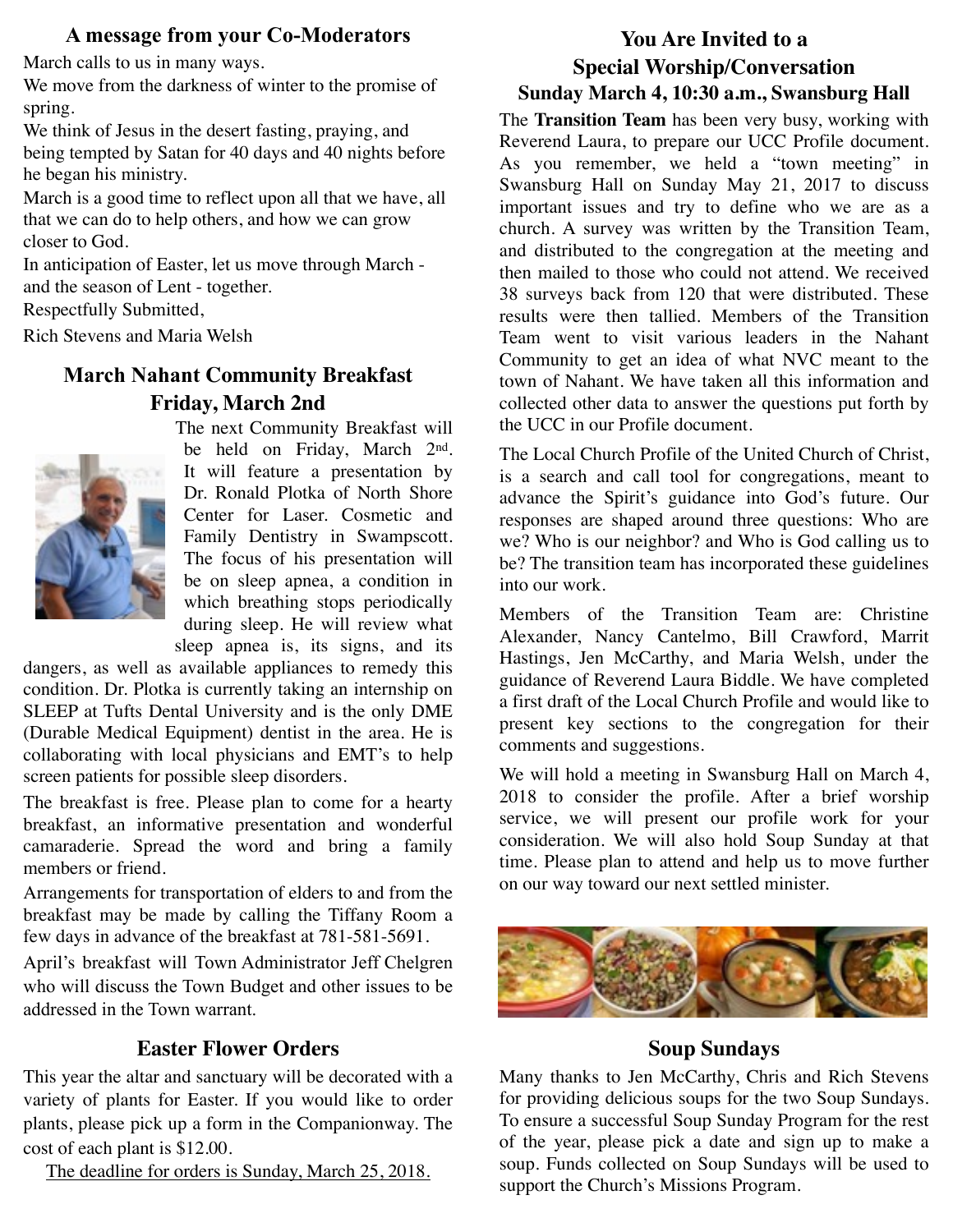## A message from your Co-Moderators

March calls to us in many ways.

We move from the darkness of winter to the promise of spring.

We think of Jesus in the desert fasting, praying, and being tempted by Satan for 40 days and 40 nights before he began his ministry.

March is a good time to reflect upon all that we have, all that we can do to help others, and how we can grow closer to God.

In anticipation of Easter, let us move through March - and the season of Lent - together.

Respectfully Submitted,

Rich Stevens and Maria Welsh

## March Nahant Community Breakfast Friday, March 2nd

The next Community Breakfast will be held on Friday, March 2nd. It will feature a presentation by Dr. Ronald Plotka of North Shore Center for Laser. Cosmetic and Family Dentistry in Swampscott. The focus of his presentation will be on sleep apnea, a condition in which breathing stops periodically during sleep. He will review what sleep apnea is, its signs, and its dangers, as well as available appliances to remedy this condition. Dr. Plotka is currently taking an internship on SLEEP at Tufts Dental University and is the only DME (Durable Medical Equipment) dentist in the area. He is collaborating with local physicians and EMT's to help screen patients for possible sleep disorders.

The breakfast is free. Please plan to come for a hearty breakfast, an informative presentation and wonderful camaraderie. Spread the word and bring a family members or friend.

Arrangements for transportation of elders to and from the breakfast may be made by calling the Tiffany Room a few days in advance of the breakfast at 781-581-5691.

April's breakfast will Town Administrator Jeff Chelgren who will discuss the Town Budget and other issues to be addressed in the Town warrant.

## Easter Flower Orders

This year the altar and sanctuary will be decorated with a variety of plants for Easter. If you would like to order plants, please pick up a form in the Companionway. The cost of each plant is $12.00.

The deadline for orders is Sunday, March 25, 2018.

## You Are Invited to a Special Worship/Conversation

### Sunday March 4, 10:30 a.m., Swansburg Hall

The **Transition Team** has been very busy, working with Reverend Laura, to prepare our UCC Profile document. As you remember, we held a "town meeting" in Swansburg Hall on Sunday May 21, 2017 to discuss important issues and try to define who we are as a church. A survey was written by the Transition Team, and distributed to the congregation at the meeting and then mailed to those who could not attend. We received 38 surveys back from 120 that were distributed. These results were then tallied. Members of the Transition Team went to visit various leaders in the Nahant Community to get an idea of what NVC meant to the town of Nahant. We have taken all this information and collected other data to answer the questions put forth by the UCC in our Profile document.

The Local Church Profile of the United Church of Christ, is a search and call tool for congregations, meant to advance the Spirit's guidance into God's future. Our responses are shaped around three questions: Who are we? Who is our neighbor? and Who is God calling us to be? The transition team has incorporated these guidelines into our work.

Members of the Transition Team are: Christine Alexander, Nancy Cantelmo, Bill Crawford, Marrit Hastings, Jen McCarthy, and Maria Welsh, under the guidance of Reverend Laura Biddle. We have completed a first draft of the Local Church Profile and would like to present key sections to the congregation for their comments and suggestions.

We will hold a meeting in Swansburg Hall on March 4, 2018 to consider the profile. After a brief worship service, we will present our profile work for your consideration. We will also hold Soup Sunday at that time. Please plan to attend and help us to move further on our way toward our next settled minister.

## Soup Sundays

Many thanks to Jen McCarthy, Chris and Rich Stevens for providing delicious soups for the two Soup Sundays. To ensure a successful Soup Sunday Program for the rest of the year, please pick a date and sign up to make a soup. Funds collected on Soup Sundays will be used to support the Church's Missions Program.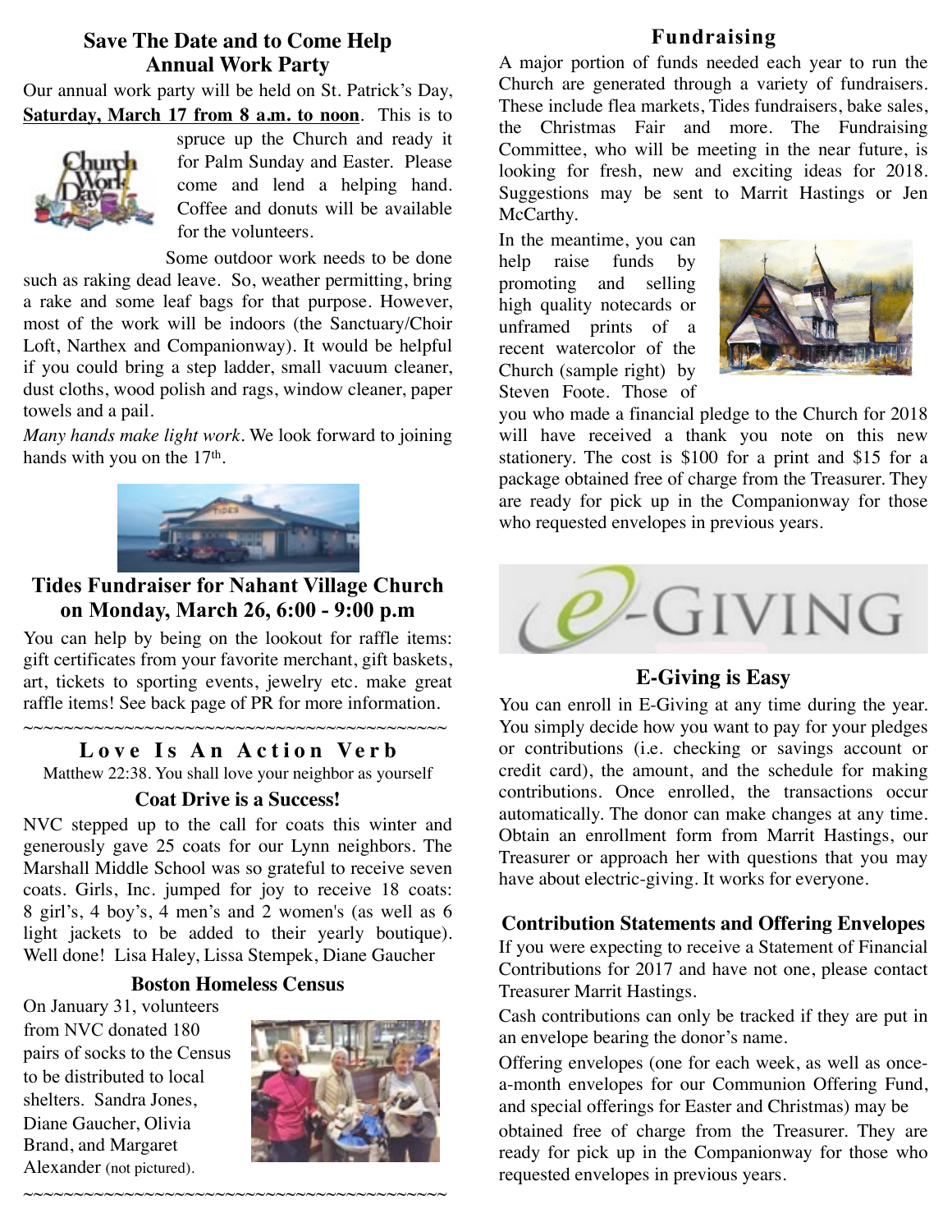## Save The Date and to Come Help Annual Work Party

Our annual work party will be held on St. Patrick's Day, **Saturday, March 17 from 8 a.m. to noon**. This is to spruce up the Church and ready it for Palm Sunday and Easter. Please come and lend a helping hand. Coffee and donuts will be available for the volunteers.

Some outdoor work needs to be done such as raking dead leave. So, weather permitting, bring a rake and some leaf bags for that purpose. However, most of the work will be indoors (the Sanctuary/Choir Loft, Narthex and Companionway). It would be helpful if you could bring a step ladder, small vacuum cleaner, dust cloths, wood polish and rags, window cleaner, paper towels and a pail.

*Many hands make light work*. We look forward to joining hands with you on the 17th.

## Tides Fundraiser for Nahant Village Church on Monday, March 26, 6:00 - 9:00 p.m

You can help by being on the lookout for raffle items: gift certificates from your favorite merchant, gift baskets, art, tickets to sporting events, jewelry etc. make great raffle items! See back page of PR for more information.

~~~~~~~~~~~~~~~~~~~~~~~~~~~~~~~~~~~~~~~~~~

## Love Is An Action Verb

Matthew 22:38. You shall love your neighbor as yourself

### Coat Drive is a Success!

NVC stepped up to the call for coats this winter and generously gave 25 coats for our Lynn neighbors. The Marshall Middle School was so grateful to receive seven coats. Girls, Inc. jumped for joy to receive 18 coats: 8 girl's, 4 boy's, 4 men's and 2 women's (as well as 6 light jackets to be added to their yearly boutique). Well done! Lisa Haley, Lissa Stempek, Diane Gaucher

### Boston Homeless Census

On January 31, volunteers from NVC donated 180 pairs of socks to the Census to be distributed to local shelters. Sandra Jones, Diane Gaucher, Olivia Brand, and Margaret Alexander (not pictured).

~~~~~~~~~~~~~~~~~~~~~~~~~~~~~~~~~~~~~~~~~~

## Fundraising

A major portion of funds needed each year to run the Church are generated through a variety of fundraisers. These include flea markets, Tides fundraisers, bake sales, the Christmas Fair and more. The Fundraising Committee, who will be meeting in the near future, is looking for fresh, new and exciting ideas for 2018. Suggestions may be sent to Marrit Hastings or Jen McCarthy.

In the meantime, you can help raise funds by promoting and selling high quality notecards or unframed prints of a recent watercolor of the Church (sample right) by Steven Foote. Those of you who made a financial pledge to the Church for 2018 will have received a thank you note on this new stationery. The cost is $100 for a print and $15 for a package obtained free of charge from the Treasurer. They are ready for pick up in the Companionway for those who requested envelopes in previous years.

e-GIVING

## E-Giving is Easy

You can enroll in E-Giving at any time during the year. You simply decide how you want to pay for your pledges or contributions (i.e. checking or savings account or credit card), the amount, and the schedule for making contributions. Once enrolled, the transactions occur automatically. The donor can make changes at any time. Obtain an enrollment form from Marrit Hastings, our Treasurer or approach her with questions that you may have about electric-giving. It works for everyone.

### Contribution Statements and Offering Envelopes

If you were expecting to receive a Statement of Financial Contributions for 2017 and have not one, please contact Treasurer Marrit Hastings.

Cash contributions can only be tracked if they are put in an envelope bearing the donor's name.

Offering envelopes (one for each week, as well as once-a-month envelopes for our Communion Offering Fund, and special offerings for Easter and Christmas) may be obtained free of charge from the Treasurer. They are ready for pick up in the Companionway for those who requested envelopes in previous years.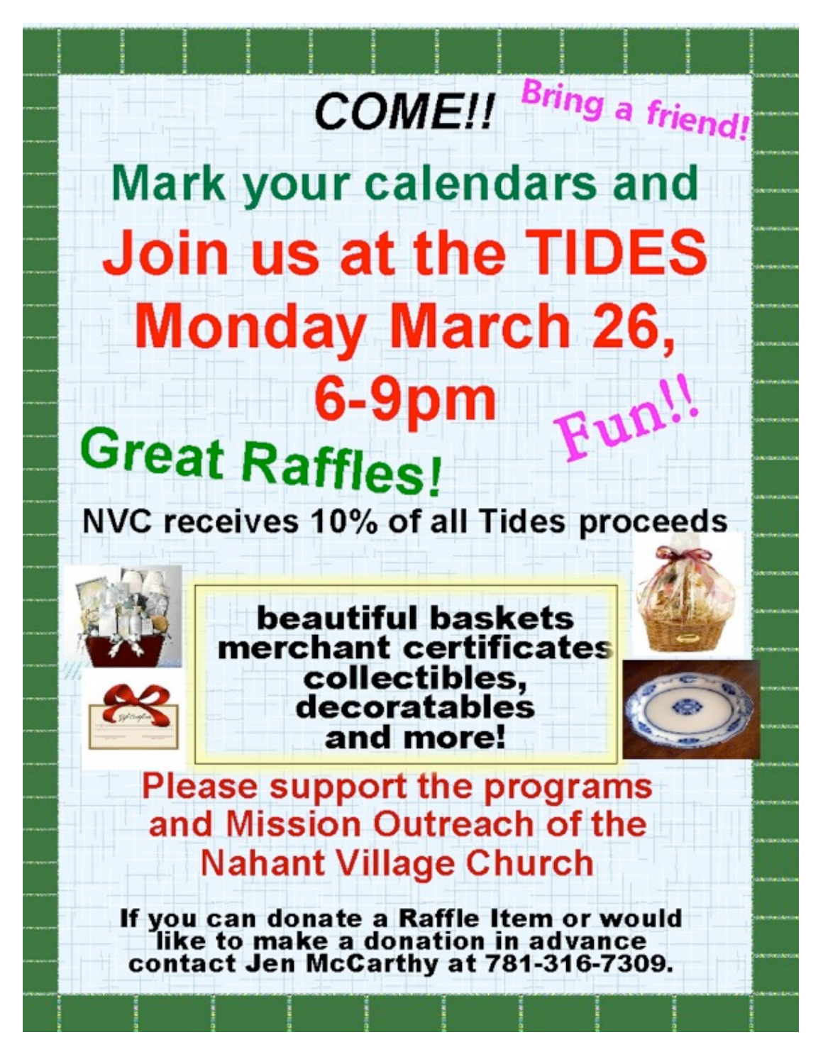**COME!!** Bring a friend!

## Mark your calendars and

# Join us at the TIDES Monday March 26, 6-9pm

Fun!!

## Great Raffles!

NVC receives 10% of all Tides proceeds

**beautiful baskets**
**merchant certificates**
**collectibles,**
**decoratables**
**and more!**

### Please support the programs and Mission Outreach of the Nahant Village Church

**If you can donate a Raffle Item or would like to make a donation in advance contact Jen McCarthy at 781-316-7309.**